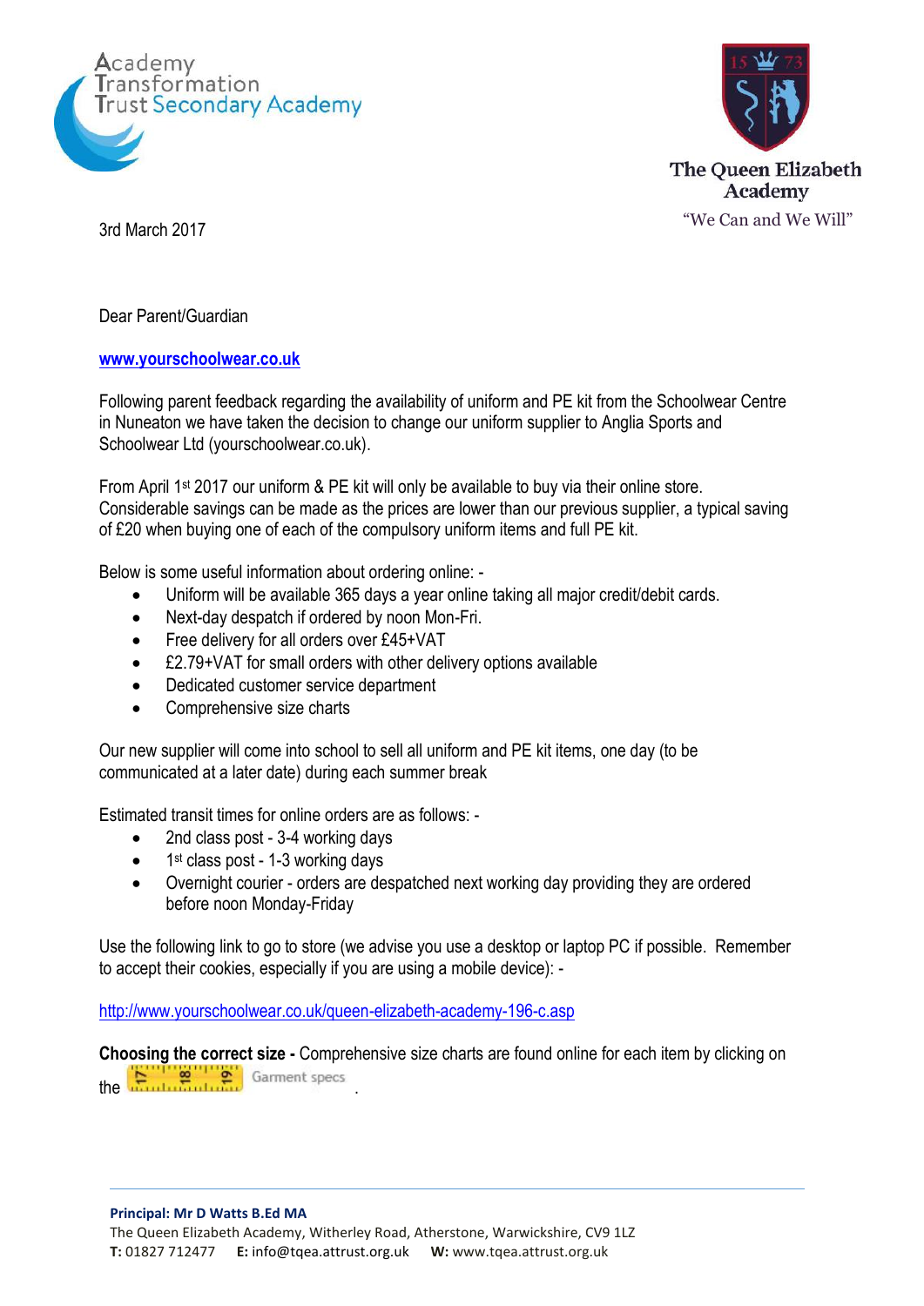Academy Transformation Trust Secondary Academy

The Queen Elizabeth Academy
"We Can and We Will"

3rd March 2017

Dear Parent/Guardian

[www.yourschoolwear.co.uk](http://www.yourschoolwear.co.uk)

Following parent feedback regarding the availability of uniform and PE kit from the Schoolwear Centre in Nuneaton we have taken the decision to change our uniform supplier to Anglia Sports and Schoolwear Ltd (yourschoolwear.co.uk).

From April 1st 2017 our uniform & PE kit will only be available to buy via their online store. Considerable savings can be made as the prices are lower than our previous supplier, a typical saving of £20 when buying one of each of the compulsory uniform items and full PE kit.

Below is some useful information about ordering online: -

- Uniform will be available 365 days a year online taking all major credit/debit cards.
- Next-day despatch if ordered by noon Mon-Fri.
- Free delivery for all orders over £45+VAT
- £2.79+VAT for small orders with other delivery options available
- Dedicated customer service department
- Comprehensive size charts

Our new supplier will come into school to sell all uniform and PE kit items, one day (to be communicated at a later date) during each summer break

Estimated transit times for online orders are as follows: -

- 2nd class post - 3-4 working days
- 1st class post - 1-3 working days
- Overnight courier - orders are despatched next working day providing they are ordered before noon Monday-Friday

Use the following link to go to store (we advise you use a desktop or laptop PC if possible. Remember to accept their cookies, especially if you are using a mobile device): -

[http://www.yourschoolwear.co.uk/queen-elizabeth-academy-196-c.asp](http://www.yourschoolwear.co.uk/queen-elizabeth-academy-196-c.asp)

**Choosing the correct size -** Comprehensive size charts are found online for each item by clicking on the Garment specs.

**Principal: Mr D Watts B.Ed MA**
The Queen Elizabeth Academy, Witherley Road, Atherstone, Warwickshire, CV9 1LZ
**T:** 01827 712477 **E:** info@tqea.attrust.org.uk **W:** www.tqea.attrust.org.uk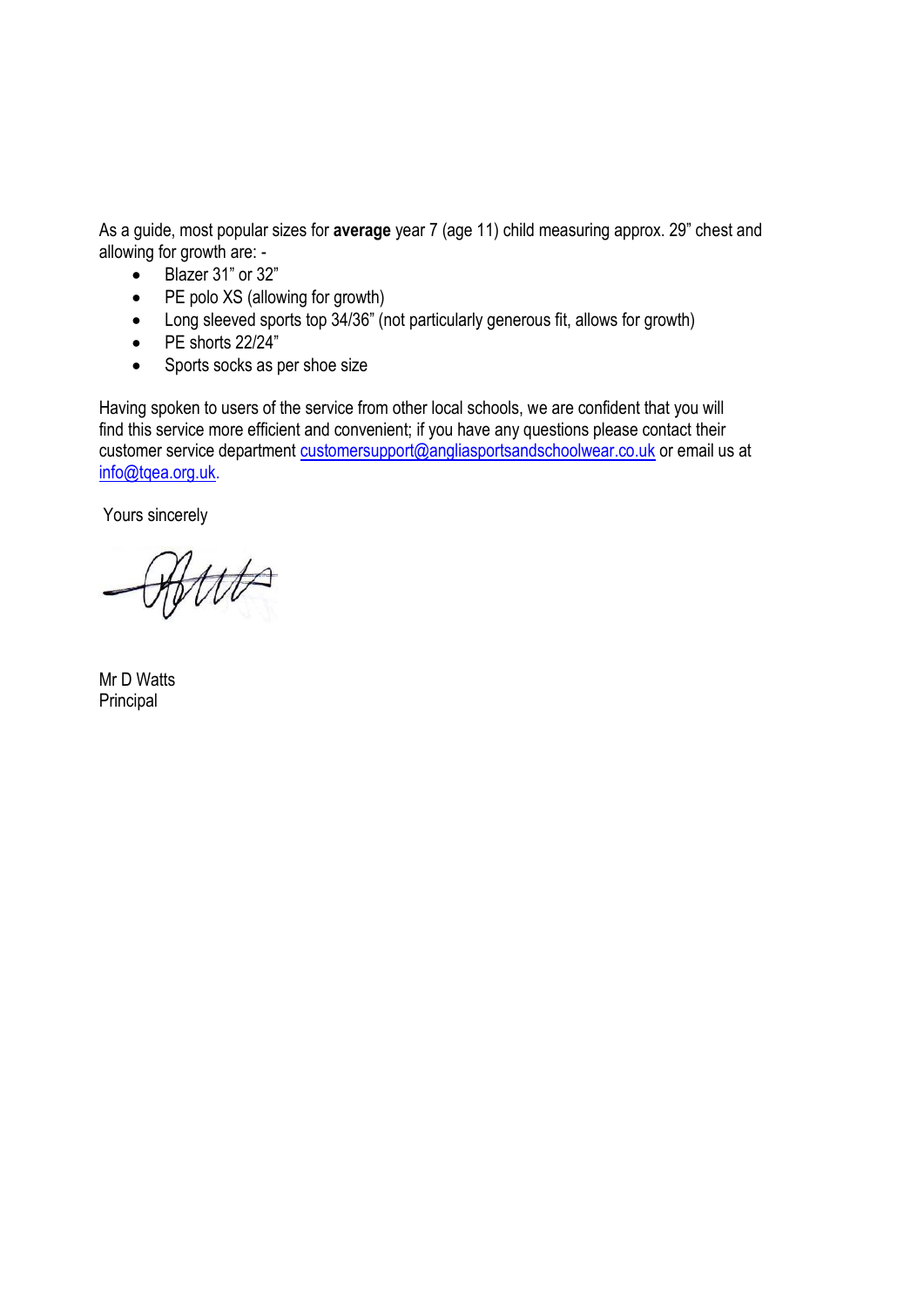As a guide, most popular sizes for **average** year 7 (age 11) child measuring approx. 29" chest and allowing for growth are: -

- Blazer 31" or 32"
- PE polo XS (allowing for growth)
- Long sleeved sports top 34/36" (not particularly generous fit, allows for growth)
- PE shorts 22/24"
- Sports socks as per shoe size

Having spoken to users of the service from other local schools, we are confident that you will find this service more efficient and convenient; if you have any questions please contact their customer service department customersupport@angliasportsandschoolwear.co.uk or email us at info@tqea.org.uk.

Yours sincerely

Mr D Watts
Principal